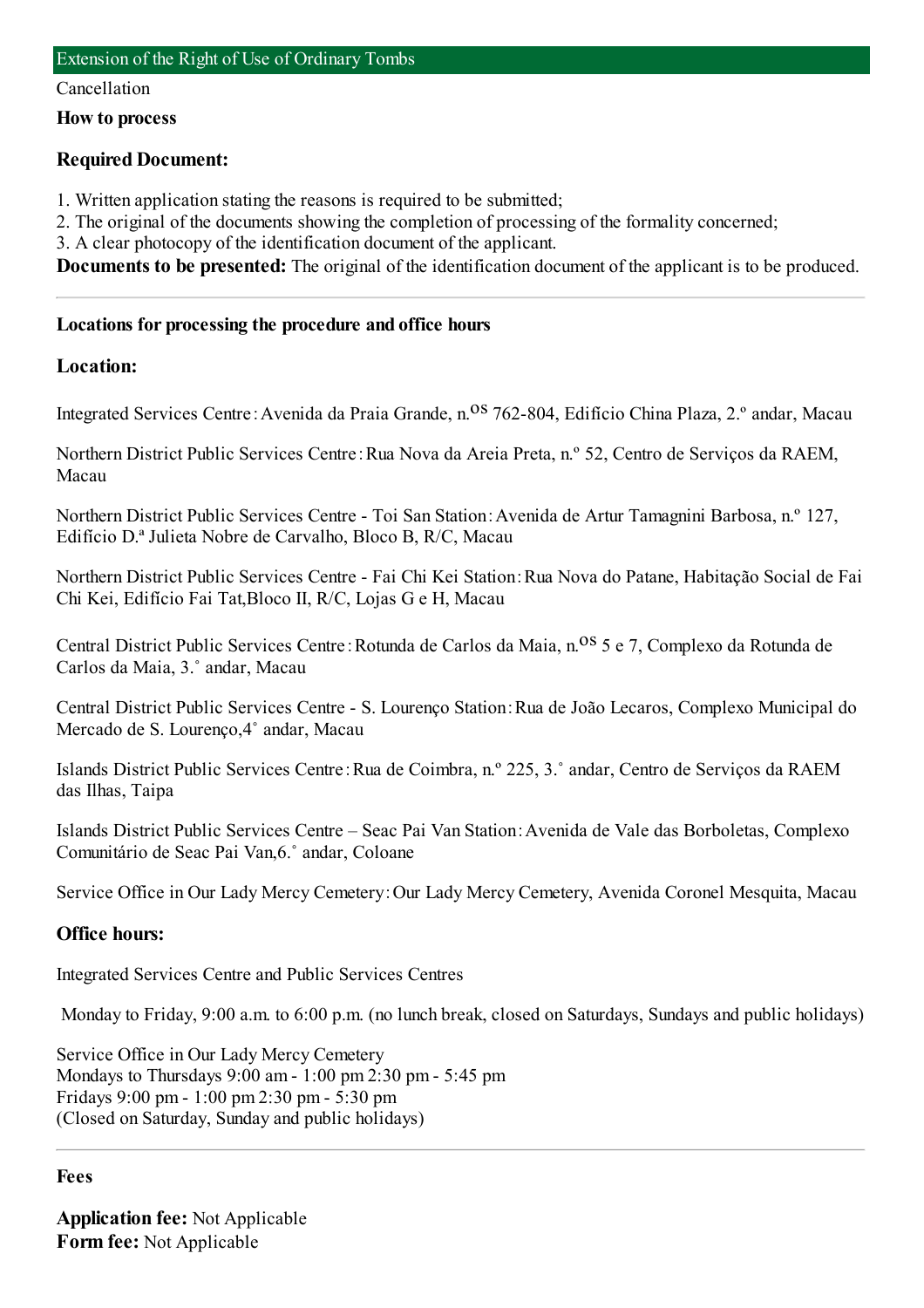## Extension of the Right of Use of Ordinary Tombs

Cancellation

**How to process**

### Required Document:

1. Written application stating the reasons is required to be submitted;
2. The original of the documents showing the completion of processing of the formality concerned;
3. A clear photocopy of the identification document of the applicant.

**Documents to be presented:** The original of the identification document of the applicant is to be produced.

---

**Locations for processing the procedure and office hours**

### Location:

Integrated Services Centre: Avenida da Praia Grande, n.$^{os}$ 762-804, Edifício China Plaza, 2.º andar, Macau

Northern District Public Services Centre: Rua Nova da Areia Preta, n.º 52, Centro de Serviços da RAEM, Macau

Northern District Public Services Centre - Toi San Station: Avenida de Artur Tamagnini Barbosa, n.º 127, Edifício D.ª Julieta Nobre de Carvalho, Bloco B, R/C, Macau

Northern District Public Services Centre - Fai Chi Kei Station: Rua Nova do Patane, Habitação Social de Fai Chi Kei, Edifício Fai Tat,Bloco II, R/C, Lojas G e H, Macau

Central District Public Services Centre: Rotunda de Carlos da Maia, n.$^{os}$ 5 e 7, Complexo da Rotunda de Carlos da Maia, 3.˚ andar, Macau

Central District Public Services Centre - S. Lourenço Station: Rua de João Lecaros, Complexo Municipal do Mercado de S. Lourenço,4˚ andar, Macau

Islands District Public Services Centre: Rua de Coimbra, n.º 225, 3.˚ andar, Centro de Serviços da RAEM das Ilhas, Taipa

Islands District Public Services Centre – Seac Pai Van Station: Avenida de Vale das Borboletas, Complexo Comunitário de Seac Pai Van,6.˚ andar, Coloane

Service Office in Our Lady Mercy Cemetery: Our Lady Mercy Cemetery, Avenida Coronel Mesquita, Macau

### Office hours:

Integrated Services Centre and Public Services Centres

Monday to Friday, 9:00 a.m. to 6:00 p.m. (no lunch break, closed on Saturdays, Sundays and public holidays)

Service Office in Our Lady Mercy Cemetery
Mondays to Thursdays 9:00 am - 1:00 pm 2:30 pm - 5:45 pm
Fridays 9:00 pm - 1:00 pm 2:30 pm - 5:30 pm
(Closed on Saturday, Sunday and public holidays)

---

### Fees

**Application fee:** Not Applicable
**Form fee:** Not Applicable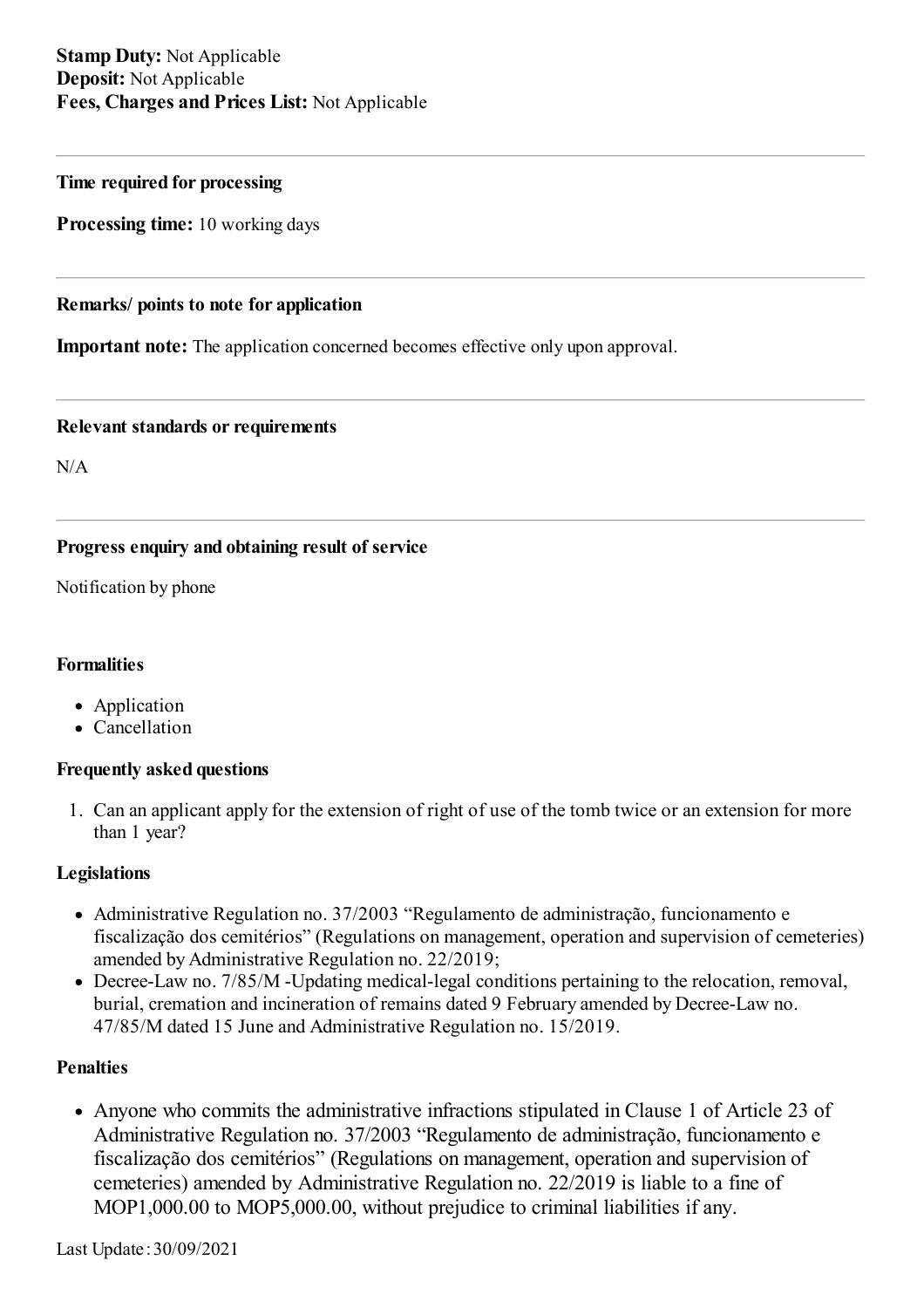**Stamp Duty:** Not Applicable
**Deposit:** Not Applicable
**Fees, Charges and Prices List:** Not Applicable

---

**Time required for processing**

**Processing time:** 10 working days

---

**Remarks/ points to note for application**

**Important note:** The application concerned becomes effective only upon approval.

---

**Relevant standards or requirements**

N/A

---

**Progress enquiry and obtaining result of service**

Notification by phone

**Formalities**

- Application
- Cancellation

**Frequently asked questions**

1. Can an applicant apply for the extension of right of use of the tomb twice or an extension for more than 1 year?

**Legislations**

- Administrative Regulation no. 37/2003 "Regulamento de administração, funcionamento e fiscalização dos cemitérios" (Regulations on management, operation and supervision of cemeteries) amended by Administrative Regulation no. 22/2019;
- Decree-Law no. 7/85/M -Updating medical-legal conditions pertaining to the relocation, removal, burial, cremation and incineration of remains dated 9 February amended by Decree-Law no. 47/85/M dated 15 June and Administrative Regulation no. 15/2019.

**Penalties**

- Anyone who commits the administrative infractions stipulated in Clause 1 of Article 23 of Administrative Regulation no. 37/2003 "Regulamento de administração, funcionamento e fiscalização dos cemitérios" (Regulations on management, operation and supervision of cemeteries) amended by Administrative Regulation no. 22/2019 is liable to a fine of MOP1,000.00 to MOP5,000.00, without prejudice to criminal liabilities if any.

Last Update : 30/09/2021